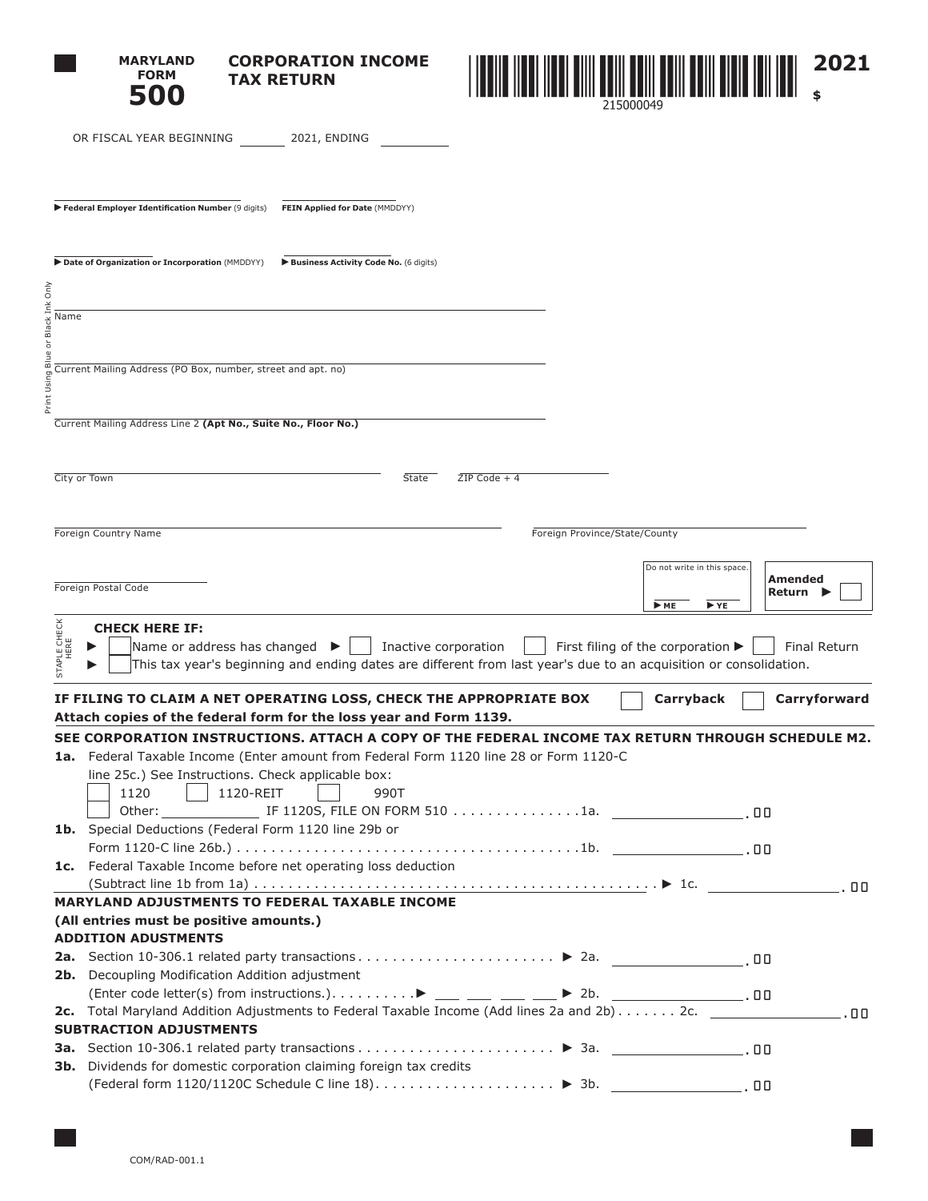**MARYLAND FORM 500**

# CORPORATION INCOME TAX RETURN

215000049

**2021**

$

OR FISCAL YEAR BEGINNING ________ 2021, ENDING ________

▶ **Federal Employer Identification Number** (9 digits) **FEIN Applied for Date** (MMDDYY)

▶ **Date of Organization or Incorporation** (MMDDYY) ▶ **Business Activity Code No.** (6 digits)

Print Using Blue or Black Ink Only

Name

Current Mailing Address (PO Box, number, street and apt. no)

Current Mailing Address Line 2 **(Apt No., Suite No., Floor No.)**

City or Town State ZIP Code + 4

Foreign Country Name Foreign Province/State/County

Foreign Postal Code

Do not write in this space. ▶ ME ▶ YE

**Amended Return** ▶ ☐

STAPLE CHECK HERE

**CHECK HERE IF:**

▶ ☐ Name or address has changed ▶ ☐ Inactive corporation ☐ First filing of the corporation ▶ ☐ Final Return

▶ ☐ This tax year's beginning and ending dates are different from last year's due to an acquisition or consolidation.

**IF FILING TO CLAIM A NET OPERATING LOSS, CHECK THE APPROPRIATE BOX** ☐ **Carryback** ☐ **Carryforward**

**Attach copies of the federal form for the loss year and Form 1139.**

**SEE CORPORATION INSTRUCTIONS. ATTACH A COPY OF THE FEDERAL INCOME TAX RETURN THROUGH SCHEDULE M2.**

**1a.** Federal Taxable Income (Enter amount from Federal Form 1120 line 28 or Form 1120-C line 25c.) See Instructions. Check applicable box:
☐ 1120 ☐ 1120-REIT ☐ 990T
☐ Other: ________ IF 1120S, FILE ON FORM 510 . . . . . . . . . . . . . . .1a. ________ .00

**1b.** Special Deductions (Federal Form 1120 line 29b or Form 1120-C line 26b.) . . . . . . . . . . . . . . . . . . . . . . . . . . . . . . . . . . . . . . . .1b. ________ .00

**1c.** Federal Taxable Income before net operating loss deduction (Subtract line 1b from 1a) . . . . . . . . . . . . . . . . . . . . . . . . . . . . . . . . . . . . . . . . . . . . . . . ▶ 1c. ________ .00

**MARYLAND ADJUSTMENTS TO FEDERAL TAXABLE INCOME**

**(All entries must be positive amounts.)**

**ADDITION ADUSTMENTS**

**2a.** Section 10-306.1 related party transactions . . . . . . . . . . . . . . . . . . . . . . . ▶ 2a. ________ .00

**2b.** Decoupling Modification Addition adjustment (Enter code letter(s) from instructions.) . . . . . . . . . .▶ ___ ___ ___ ___ ▶ 2b. ________ .00

**2c.** Total Maryland Addition Adjustments to Federal Taxable Income (Add lines 2a and 2b) . . . . . . . 2c. ________ .00

**SUBTRACTION ADJUSTMENTS**

**3a.** Section 10-306.1 related party transactions . . . . . . . . . . . . . . . . . . . . . . . ▶ 3a. ________ .00

**3b.** Dividends for domestic corporation claiming foreign tax credits (Federal form 1120/1120C Schedule C line 18) . . . . . . . . . . . . . . . . . . . . . ▶ 3b. ________ .00

COM/RAD-001.1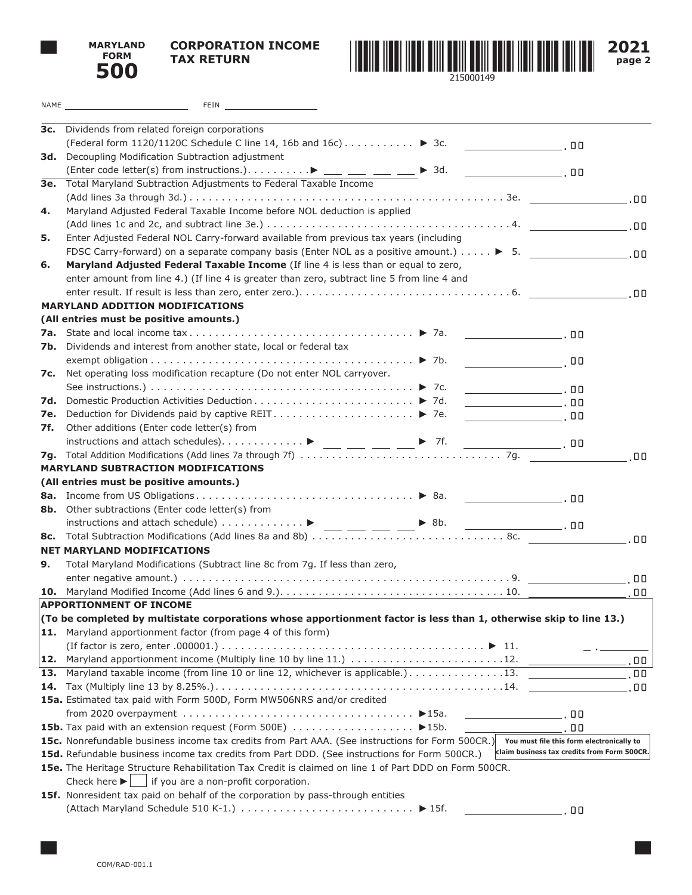**MARYLAND FORM 500** — **CORPORATION INCOME TAX RETURN** — **2021** page 2

215000149

NAME ____________________ FEIN ____________________

**3c.** Dividends from related foreign corporations (Federal form 1120/1120C Schedule C line 14, 16b and 16c) . . . . . . . . . . . ▶ 3c. ______ .00

**3d.** Decoupling Modification Subtraction adjustment (Enter code letter(s) from instructions.). . . . . . . . . . ▶ ___ ___ ___ ___ ▶ 3d. ______ .00

**3e.** Total Maryland Subtraction Adjustments to Federal Taxable Income (Add lines 3a through 3d.) . . . . . . . . . . . . . . . . . . . . . . . . . . . . . . . . . . . . . . . . . . . . . . . . . 3e. ______ .00

**4.** Maryland Adjusted Federal Taxable Income before NOL deduction is applied (Add lines 1c and 2c, and subtract line 3e.) . . . . . . . . . . . . . . . . . . . . . . . . . . . . . . . . . . . . . . 4. ______ .00

**5.** Enter Adjusted Federal NOL Carry-forward available from previous tax years (including FDSC Carry-forward) on a separate company basis (Enter NOL as a positive amount.) . . . . . ▶ 5. ______ .00

**6.** **Maryland Adjusted Federal Taxable Income** (If line 4 is less than or equal to zero, enter amount from line 4.) (If line 4 is greater than zero, subtract line 5 from line 4 and enter result. If result is less than zero, enter zero.). . . . . . . . . . . . . . . . . . . . . . . . . . . . . . . . 6. ______ .00

**MARYLAND ADDITION MODIFICATIONS**

**(All entries must be positive amounts.)**

**7a.** State and local income tax . . . . . . . . . . . . . . . . . . . . . . . . . . . . . . . . . . . ▶ 7a. ______ .00

**7b.** Dividends and interest from another state, local or federal tax exempt obligation . . . . . . . . . . . . . . . . . . . . . . . . . . . . . . . . . . . . . . . . . ▶ 7b. ______ .00

**7c.** Net operating loss modification recapture (Do not enter NOL carryover. See instructions.) . . . . . . . . . . . . . . . . . . . . . . . . . . . . . . . . . . . . . . . . ▶ 7c. ______ .00

**7d.** Domestic Production Activities Deduction . . . . . . . . . . . . . . . . . . . . . . . . ▶ 7d. ______ .00

**7e.** Deduction for Dividends paid by captive REIT . . . . . . . . . . . . . . . . . . . . . . ▶ 7e. ______ .00

**7f.** Other additions (Enter code letter(s) from instructions and attach schedules). . . . . . . . . . . . . ▶ ___ ___ ___ ___ ▶ 7f. ______ .00

**7g.** Total Addition Modifications (Add lines 7a through 7f) . . . . . . . . . . . . . . . . . . . . . . . . . . . . . . . 7g. ______ .00

**MARYLAND SUBTRACTION MODIFICATIONS**

**(All entries must be positive amounts.)**

**8a.** Income from US Obligations . . . . . . . . . . . . . . . . . . . . . . . . . . . . . . . . . ▶ 8a. ______ .00

**8b.** Other subtractions (Enter code letter(s) from instructions and attach schedule) . . . . . . . . . . . . ▶ ___ ___ ___ ___ ▶ 8b. ______ .00

**8c.** Total Subtraction Modifications (Add lines 8a and 8b) . . . . . . . . . . . . . . . . . . . . . . . . . . . . . . 8c. ______ .00

**NET MARYLAND MODIFICATIONS**

**9.** Total Maryland Modifications (Subtract line 8c from 7g. If less than zero, enter negative amount.) . . . . . . . . . . . . . . . . . . . . . . . . . . . . . . . . . . . . . . . . . . . . . . . . . . . 9. ______ .00

**10.** Maryland Modified Income (Add lines 6 and 9.). . . . . . . . . . . . . . . . . . . . . . . . . . . . . . . . . . . 10. ______ .00

**APPORTIONMENT OF INCOME**

**(To be completed by multistate corporations whose apportionment factor is less than 1, otherwise skip to line 13.)**

**11.** Maryland apportionment factor (from page 4 of this form) (If factor is zero, enter .000001.) . . . . . . . . . . . . . . . . . . . . . . . . . . . . . . . . . . . . . . . . ▶ 11. _ . ______

**12.** Maryland apportionment income (Multiply line 10 by line 11.) . . . . . . . . . . . . . . . . . . . . . . . .12. ______ .00

**13.** Maryland taxable income (from line 10 or line 12, whichever is applicable.). . . . . . . . . . . . . .13. ______ .00

**14.** Tax (Multiply line 13 by 8.25%.). . . . . . . . . . . . . . . . . . . . . . . . . . . . . . . . . . . . . . . . . . . . . .14. ______ .00

**15a.** Estimated tax paid with Form 500D, Form MW506NRS and/or credited from 2020 overpayment . . . . . . . . . . . . . . . . . . . . . . . . . . . . . . . . . . . ▶15a. ______ .00

**15b.** Tax paid with an extension request (Form 500E) . . . . . . . . . . . . . . . . . . ▶15b. ______ .00

**15c.** Nonrefundable business income tax credits from Part AAA. (See instructions for Form 500CR.)

**15d.** Refundable business income tax credits from Part DDD. (See instructions for Form 500CR.)

**You must file this form electronically to claim business tax credits from Form 500CR.**

**15e.** The Heritage Structure Rehabilitation Tax Credit is claimed on line 1 of Part DDD on Form 500CR. Check here ▶ ☐ if you are a non-profit corporation.

**15f.** Nonresident tax paid on behalf of the corporation by pass-through entities (Attach Maryland Schedule 510 K-1.) . . . . . . . . . . . . . . . . . . . . . . . . . . . ▶ 15f. ______ .00

COM/RAD-001.1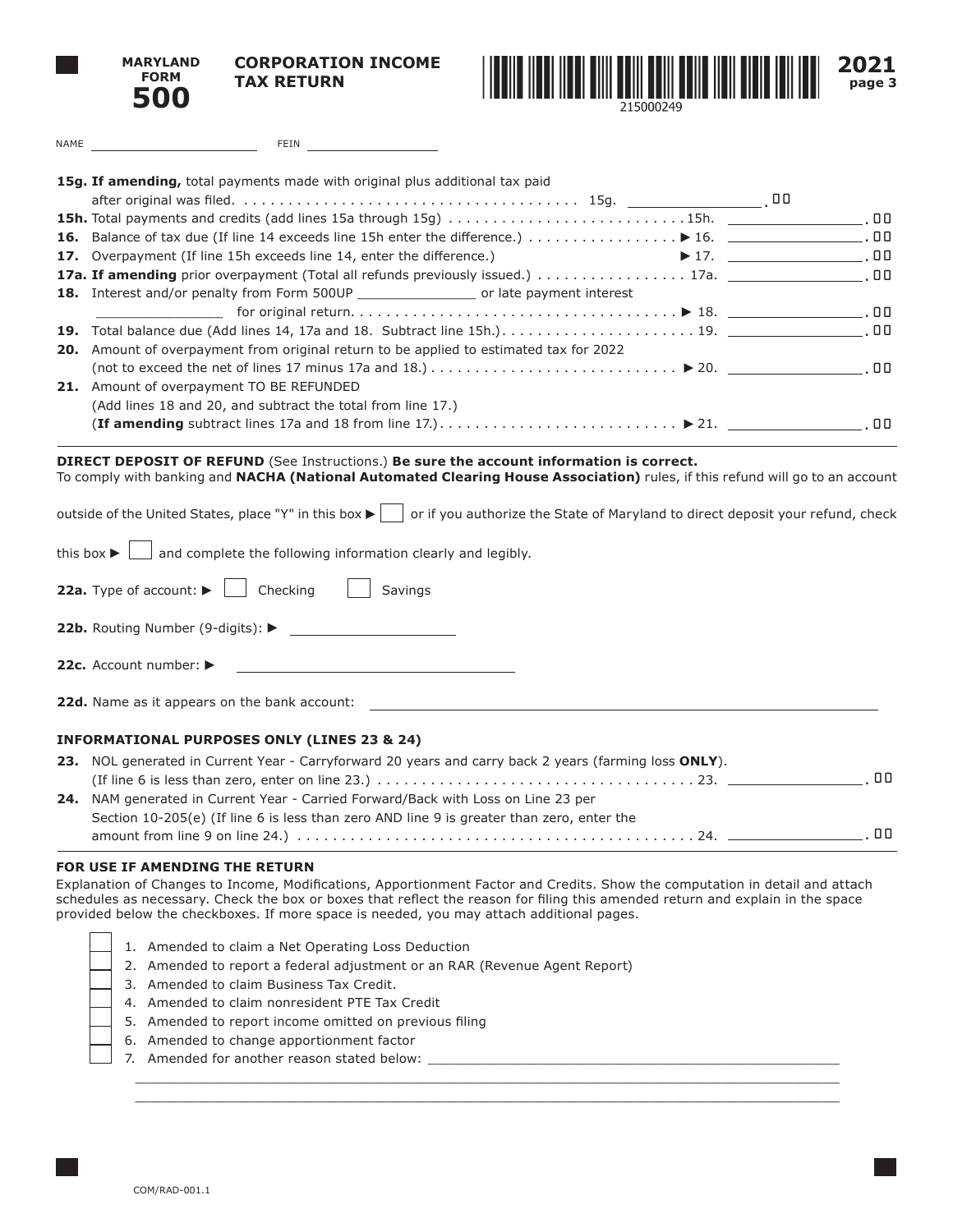**MARYLAND FORM 500**

**CORPORATION INCOME TAX RETURN**

215000249

**2021**
**page 3**

NAME ______________________ FEIN ____________________

**15g. If amending,** total payments made with original plus additional tax paid after original was filed. . . . . . . . . . . . . . . . . . . . . . . . . . . . . . . . . . . . . . 15g. ______________ .00

**15h.** Total payments and credits (add lines 15a through 15g) . . . . . . . . . . . . . . . . . . . . . . . . . . . .15h. ______________ .00

**16.** Balance of tax due (If line 14 exceeds line 15h enter the difference.) . . . . . . . . . . . . . . . . . ► 16. ______________ .00

**17.** Overpayment (If line 15h exceeds line 14, enter the difference.) ► 17. ______________ .00

**17a. If amending** prior overpayment (Total all refunds previously issued.) . . . . . . . . . . . . . . . . . 17a. ______________ .00

**18.** Interest and/or penalty from Form 500UP ______________ or late payment interest ______________ for original return. . . . . . . . . . . . . . . . . . . . . . . . . . . . . . . . . . . . . ► 18. ______________ .00

**19.** Total balance due (Add lines 14, 17a and 18. Subtract line 15h.). . . . . . . . . . . . . . . . . . . . . . . 19. ______________ .00

**20.** Amount of overpayment from original return to be applied to estimated tax for 2022 (not to exceed the net of lines 17 minus 17a and 18.) . . . . . . . . . . . . . . . . . . . . . . . . . . . . ► 20. ______________ .00

**21.** Amount of overpayment TO BE REFUNDED (Add lines 18 and 20, and subtract the total from line 17.) (**If amending** subtract lines 17a and 18 from line 17.). . . . . . . . . . . . . . . . . . . . . . . . . . . ► 21. ______________ .00

**DIRECT DEPOSIT OF REFUND** (See Instructions.) **Be sure the account information is correct.**
To comply with banking and **NACHA (National Automated Clearing House Association)** rules, if this refund will go to an account outside of the United States, place "Y" in this box ► ☐ or if you authorize the State of Maryland to direct deposit your refund, check this box ► ☐ and complete the following information clearly and legibly.

**22a.** Type of account: ► ☐ Checking ☐ Savings

**22b.** Routing Number (9-digits): ► ____________________

**22c.** Account number: ► ______________________________

**22d.** Name as it appears on the bank account: ______________________________________________

**INFORMATIONAL PURPOSES ONLY (LINES 23 & 24)**

**23.** NOL generated in Current Year - Carryforward 20 years and carry back 2 years (farming loss **ONLY**). (If line 6 is less than zero, enter on line 23.) . . . . . . . . . . . . . . . . . . . . . . . . . . . . . . . . . . . . 23. ______________ .00

**24.** NAM generated in Current Year - Carried Forward/Back with Loss on Line 23 per Section 10-205(e) (If line 6 is less than zero AND line 9 is greater than zero, enter the amount from line 9 on line 24.) . . . . . . . . . . . . . . . . . . . . . . . . . . . . . . . . . . . . . . . . . . . . . 24. ______________ .00

**FOR USE IF AMENDING THE RETURN**

Explanation of Changes to Income, Modifications, Apportionment Factor and Credits. Show the computation in detail and attach schedules as necessary. Check the box or boxes that reflect the reason for filing this amended return and explain in the space provided below the checkboxes. If more space is needed, you may attach additional pages.

☐ 1. Amended to claim a Net Operating Loss Deduction
☐ 2. Amended to report a federal adjustment or an RAR (Revenue Agent Report)
☐ 3. Amended to claim Business Tax Credit.
☐ 4. Amended to claim nonresident PTE Tax Credit
☐ 5. Amended to report income omitted on previous filing
☐ 6. Amended to change apportionment factor
☐ 7. Amended for another reason stated below: ______________________________________________

COM/RAD-001.1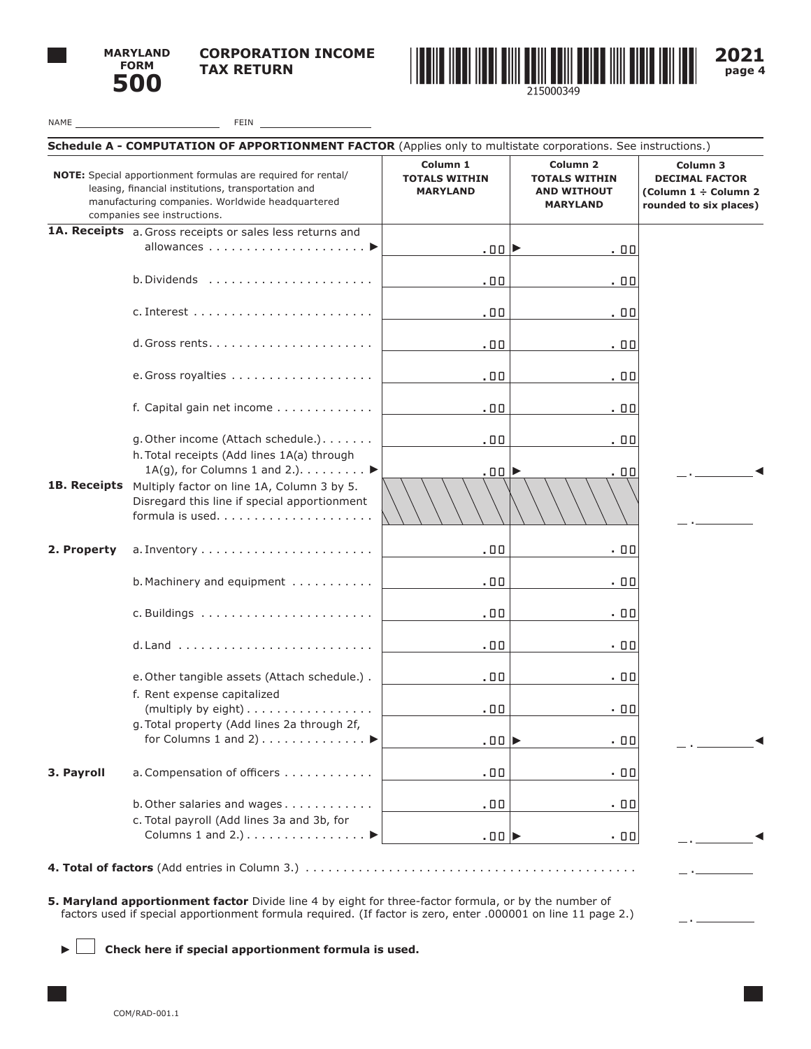**MARYLAND FORM 500**

**CORPORATION INCOME TAX RETURN**

**2021**

215000349

NAME ____________________ FEIN ____________________

## Schedule A - COMPUTATION OF APPORTIONMENT FACTOR (Applies only to multistate corporations. See instructions.)

| **NOTE:** Special apportionment formulas are required for rental/leasing, financial institutions, transportation and manufacturing companies. Worldwide headquartered companies see instructions. | | Column 1 TOTALS WITHIN MARYLAND | Column 2 TOTALS WITHIN AND WITHOUT MARYLAND | Column 3 DECIMAL FACTOR (Column 1 ÷ Column 2 rounded to six places) |
|---|---|---|---|---|
| **1A. Receipts** | a. Gross receipts or sales less returns and allowances ▶ | .00 | ▶ .00 | |
| | b. Dividends | .00 | .00 | |
| | c. Interest | .00 | .00 | |
| | d. Gross rents | .00 | .00 | |
| | e. Gross royalties | .00 | .00 | |
| | f. Capital gain net income | .00 | .00 | |
| | g. Other income (Attach schedule.) | .00 | .00 | |
| | h. Total receipts (Add lines 1A(a) through 1A(g), for Columns 1 and 2.) ▶ | .00 | ▶ .00 | _ . ________ ◀ |
| **1B. Receipts** | Multiply factor on line 1A, Column 3 by 5. Disregard this line if special apportionment formula is used. | | | _ . ________ |
| **2. Property** | a. Inventory | .00 | .00 | |
| | b. Machinery and equipment | .00 | .00 | |
| | c. Buildings | .00 | .00 | |
| | d. Land | .00 | .00 | |
| | e. Other tangible assets (Attach schedule.) | .00 | .00 | |
| | f. Rent expense capitalized (multiply by eight) | .00 | .00 | |
| | g. Total property (Add lines 2a through 2f, for Columns 1 and 2) ▶ | .00 | ▶ .00 | _ . ________ ◀ |
| **3. Payroll** | a. Compensation of officers | .00 | .00 | |
| | b. Other salaries and wages | .00 | .00 | |
| | c. Total payroll (Add lines 3a and 3b, for Columns 1 and 2.) ▶ | .00 | ▶ .00 | _ . ________ ◀ |

**4. Total of factors** (Add entries in Column 3.) _ . ________

**5. Maryland apportionment factor** Divide line 4 by eight for three-factor formula, or by the number of factors used if special apportionment formula required. (If factor is zero, enter .000001 on line 11 page 2.) _ . ________

▶ ☐ **Check here if special apportionment formula is used.**

COM/RAD-001.1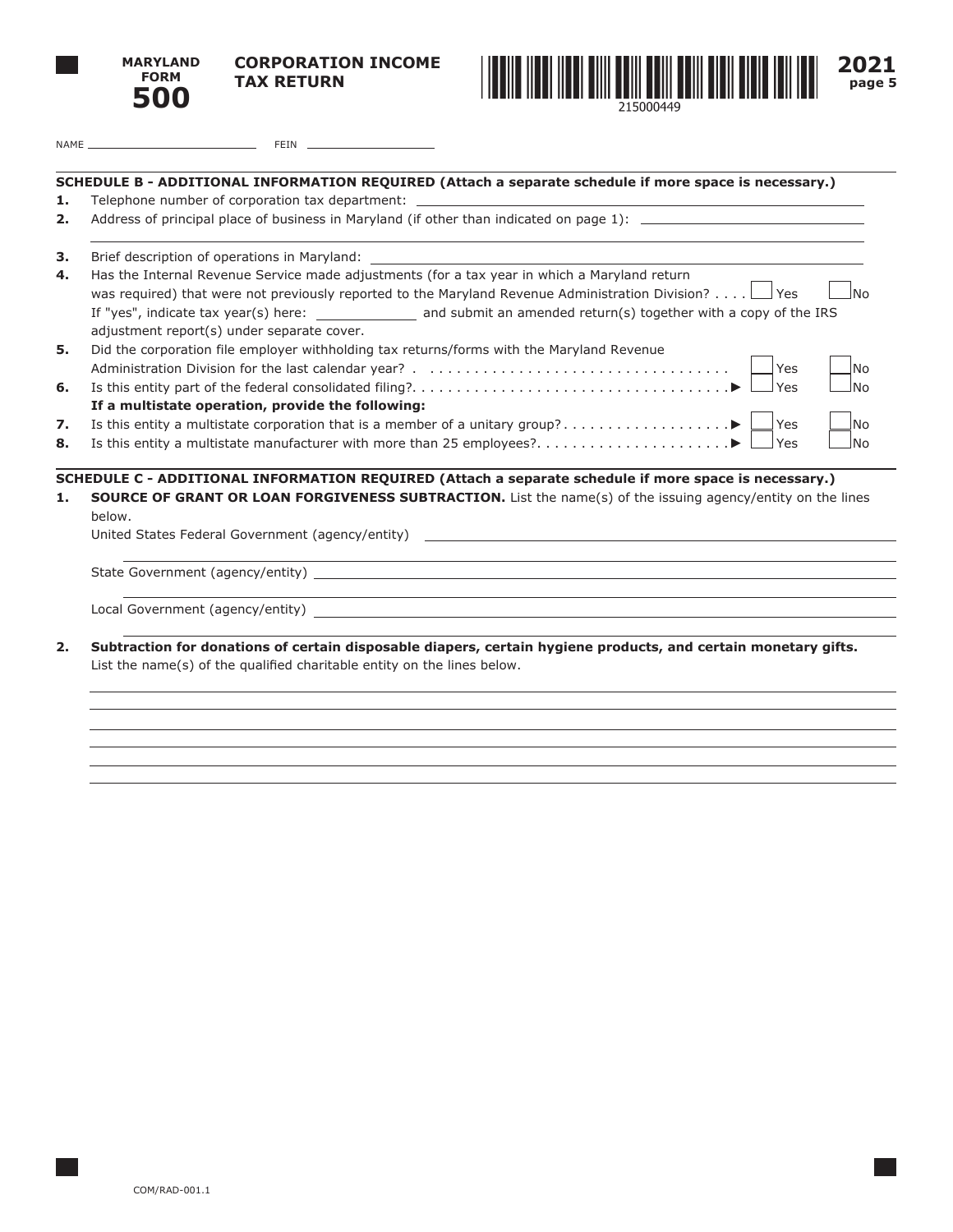**MARYLAND FORM 500** **CORPORATION INCOME TAX RETURN** **2021**

215000449

NAME ______________________ FEIN ____________________

**SCHEDULE B - ADDITIONAL INFORMATION REQUIRED (Attach a separate schedule if more space is necessary.)**

1. Telephone number of corporation tax department: ______________________
2. Address of principal place of business in Maryland (if other than indicated on page 1): ______________________
3. Brief description of operations in Maryland: ______________________
4. Has the Internal Revenue Service made adjustments (for a tax year in which a Maryland return was required) that were not previously reported to the Maryland Revenue Administration Division? . . . . ☐ Yes ☐ No
   If "yes", indicate tax year(s) here: ____________ and submit an amended return(s) together with a copy of the IRS adjustment report(s) under separate cover.
5. Did the corporation file employer withholding tax returns/forms with the Maryland Revenue Administration Division for the last calendar year? . . . . . . . . . . . . . . . . . . . . . . . . . . . . . . . . . . . ☐ Yes ☐ No
6. Is this entity part of the federal consolidated filing?. . . . . . . . . . . . . . . . . . . . . . . . . . . . . . . . . . . . ▶ ☐ Yes ☐ No

**If a multistate operation, provide the following:**

7. Is this entity a multistate corporation that is a member of a unitary group? . . . . . . . . . . . . . . . . . . ▶ ☐ Yes ☐ No
8. Is this entity a multistate manufacturer with more than 25 employees?. . . . . . . . . . . . . . . . . . . . . . ▶ ☐ Yes ☐ No

**SCHEDULE C - ADDITIONAL INFORMATION REQUIRED (Attach a separate schedule if more space is necessary.)**

1. **SOURCE OF GRANT OR LOAN FORGIVENESS SUBTRACTION.** List the name(s) of the issuing agency/entity on the lines below.

   United States Federal Government (agency/entity) ______________________

   State Government (agency/entity) ______________________

   Local Government (agency/entity) ______________________

2. **Subtraction for donations of certain disposable diapers, certain hygiene products, and certain monetary gifts.** List the name(s) of the qualified charitable entity on the lines below.

   ______________________

COM/RAD-001.1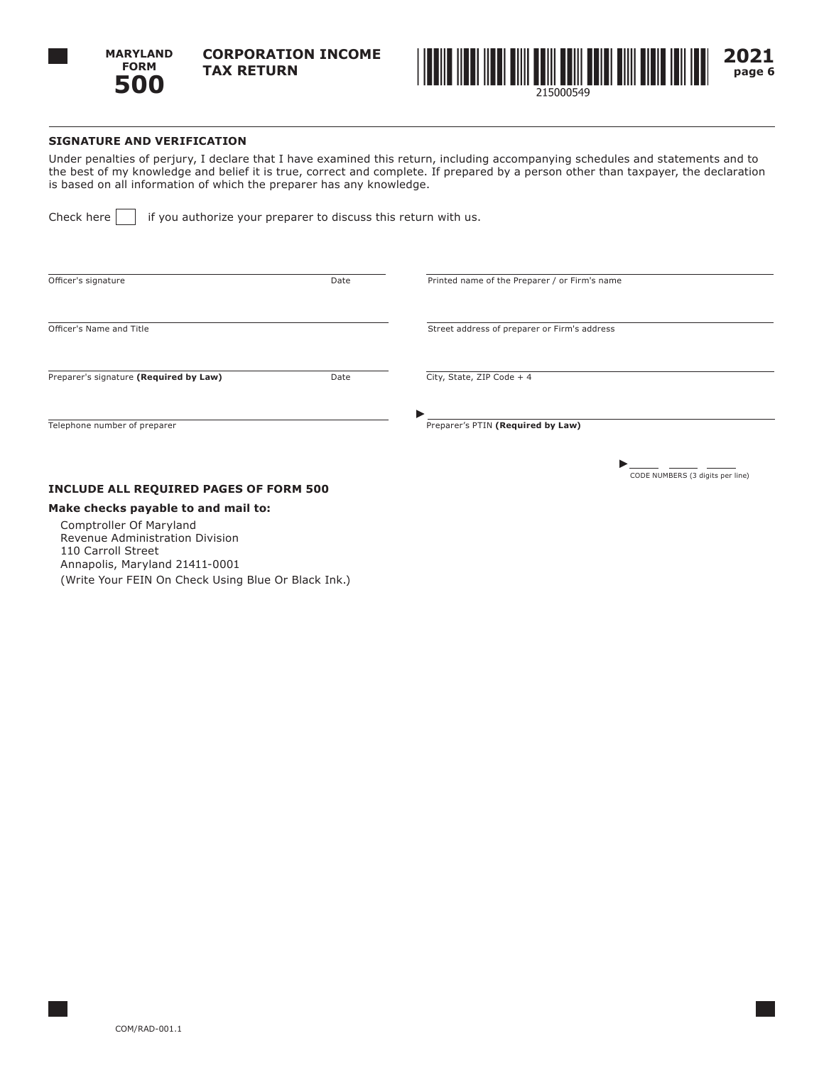MARYLAND FORM **500**

**CORPORATION INCOME TAX RETURN**

215000549

**2021**

## SIGNATURE AND VERIFICATION

Under penalties of perjury, I declare that I have examined this return, including accompanying schedules and statements and to the best of my knowledge and belief it is true, correct and complete. If prepared by a person other than taxpayer, the declaration is based on all information of which the preparer has any knowledge.

Check here ☐ if you authorize your preparer to discuss this return with us.

| | | |
|---|---|---|
| Officer's signature | Date | Printed name of the Preparer / or Firm's name |
| Officer's Name and Title | | Street address of preparer or Firm's address |
| Preparer's signature **(Required by Law)** | Date | City, State, ZIP Code + 4 |
| Telephone number of preparer | | ▶ Preparer's PTIN **(Required by Law)** |

▶ ___ ___ ___ CODE NUMBERS (3 digits per line)

**INCLUDE ALL REQUIRED PAGES OF FORM 500**

**Make checks payable to and mail to:**

Comptroller Of Maryland
Revenue Administration Division
110 Carroll Street
Annapolis, Maryland 21411-0001
(Write Your FEIN On Check Using Blue Or Black Ink.)

COM/RAD-001.1